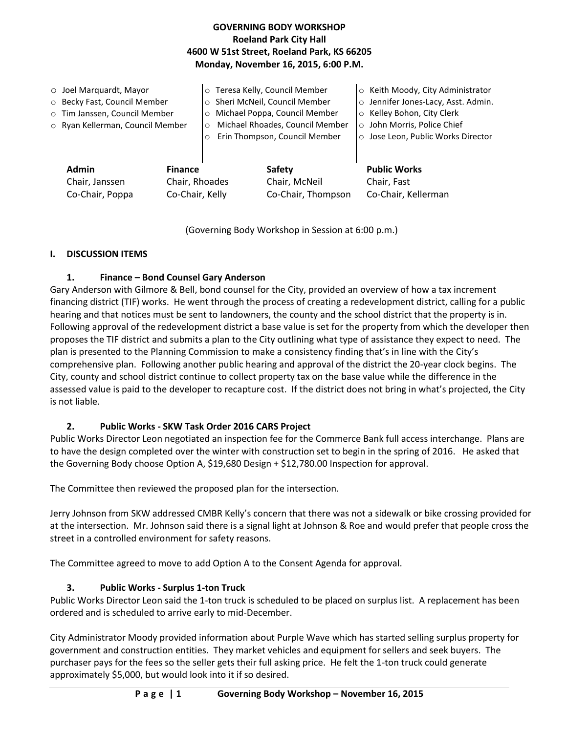# GOVERNING BODY WORKSHOP
**Roeland Park City Hall**
**4600 W 51st Street, Roeland Park, KS 66205**
**Monday, November 16, 2015, 6:00 P.M.**

- Joel Marquardt, Mayor
- Becky Fast, Council Member
- Tim Janssen, Council Member
- Ryan Kellerman, Council Member
- Teresa Kelly, Council Member
- Sheri McNeil, Council Member
- Michael Poppa, Council Member
- Michael Rhoades, Council Member
- Erin Thompson, Council Member
- Keith Moody, City Administrator
- Jennifer Jones-Lacy, Asst. Admin.
- Kelley Bohon, City Clerk
- John Morris, Police Chief
- Jose Leon, Public Works Director

| **Admin** | **Finance** | **Safety** | **Public Works** |
|---|---|---|---|
| Chair, Janssen | Chair, Rhoades | Chair, McNeil | Chair, Fast |
| Co-Chair, Poppa | Co-Chair, Kelly | Co-Chair, Thompson | Co-Chair, Kellerman |

(Governing Body Workshop in Session at 6:00 p.m.)

## I. DISCUSSION ITEMS

### 1. Finance – Bond Counsel Gary Anderson

Gary Anderson with Gilmore & Bell, bond counsel for the City, provided an overview of how a tax increment financing district (TIF) works. He went through the process of creating a redevelopment district, calling for a public hearing and that notices must be sent to landowners, the county and the school district that the property is in. Following approval of the redevelopment district a base value is set for the property from which the developer then proposes the TIF district and submits a plan to the City outlining what type of assistance they expect to need. The plan is presented to the Planning Commission to make a consistency finding that's in line with the City's comprehensive plan. Following another public hearing and approval of the district the 20-year clock begins. The City, county and school district continue to collect property tax on the base value while the difference in the assessed value is paid to the developer to recapture cost. If the district does not bring in what's projected, the City is not liable.

### 2. Public Works - SKW Task Order 2016 CARS Project

Public Works Director Leon negotiated an inspection fee for the Commerce Bank full access interchange. Plans are to have the design completed over the winter with construction set to begin in the spring of 2016. He asked that the Governing Body choose Option A, $19,680 Design + $12,780.00 Inspection for approval.

The Committee then reviewed the proposed plan for the intersection.

Jerry Johnson from SKW addressed CMBR Kelly's concern that there was not a sidewalk or bike crossing provided for at the intersection. Mr. Johnson said there is a signal light at Johnson & Roe and would prefer that people cross the street in a controlled environment for safety reasons.

The Committee agreed to move to add Option A to the Consent Agenda for approval.

### 3. Public Works - Surplus 1-ton Truck

Public Works Director Leon said the 1-ton truck is scheduled to be placed on surplus list. A replacement has been ordered and is scheduled to arrive early to mid-December.

City Administrator Moody provided information about Purple Wave which has started selling surplus property for government and construction entities. They market vehicles and equipment for sellers and seek buyers. The purchaser pays for the fees so the seller gets their full asking price. He felt the 1-ton truck could generate approximately $5,000, but would look into it if so desired.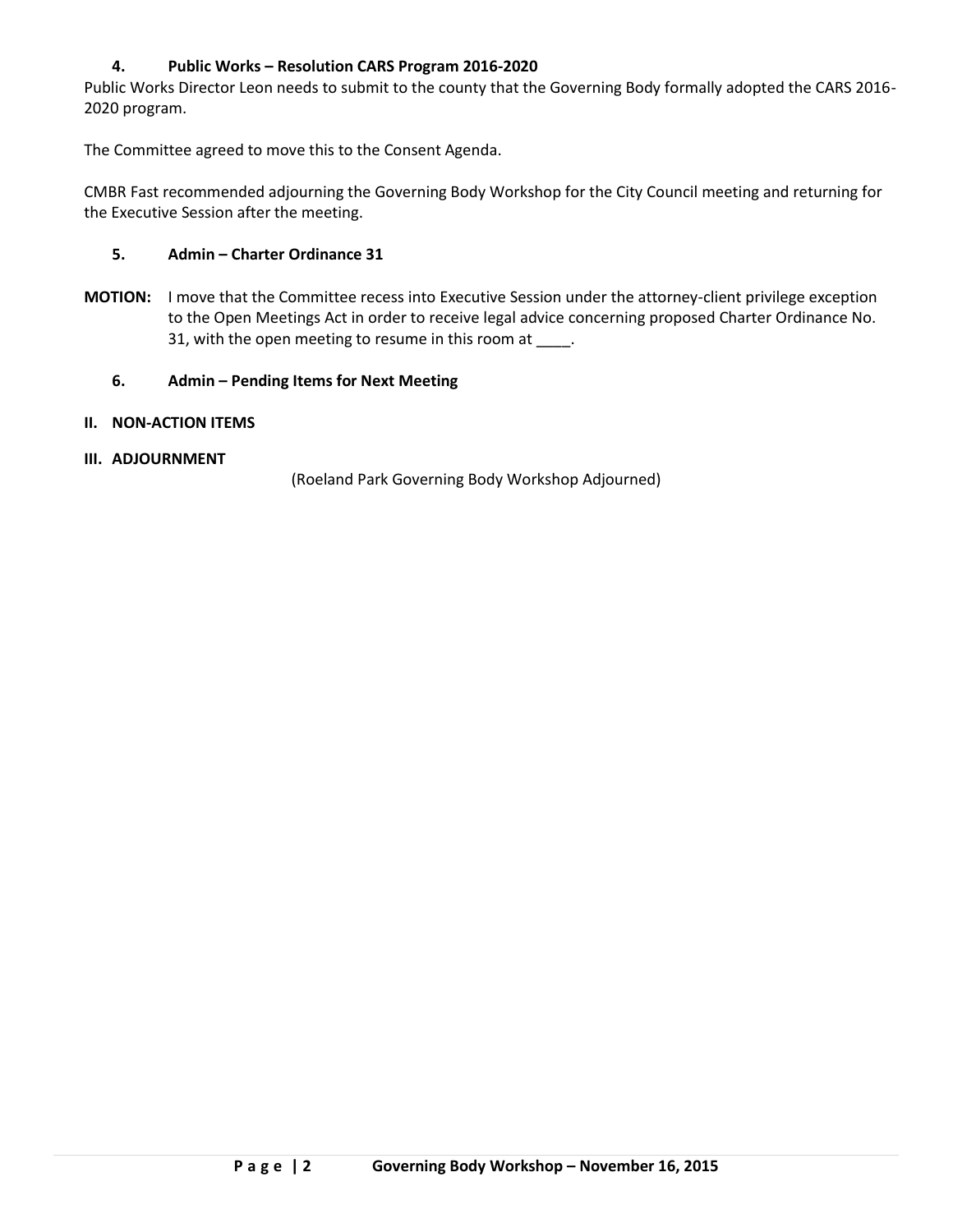**4. Public Works – Resolution CARS Program 2016-2020**

Public Works Director Leon needs to submit to the county that the Governing Body formally adopted the CARS 2016-2020 program.

The Committee agreed to move this to the Consent Agenda.

CMBR Fast recommended adjourning the Governing Body Workshop for the City Council meeting and returning for the Executive Session after the meeting.

**5. Admin – Charter Ordinance 31**

**MOTION:** I move that the Committee recess into Executive Session under the attorney-client privilege exception to the Open Meetings Act in order to receive legal advice concerning proposed Charter Ordinance No. 31, with the open meeting to resume in this room at ____.

**6. Admin – Pending Items for Next Meeting**

**II. NON-ACTION ITEMS**

**III. ADJOURNMENT**

(Roeland Park Governing Body Workshop Adjourned)